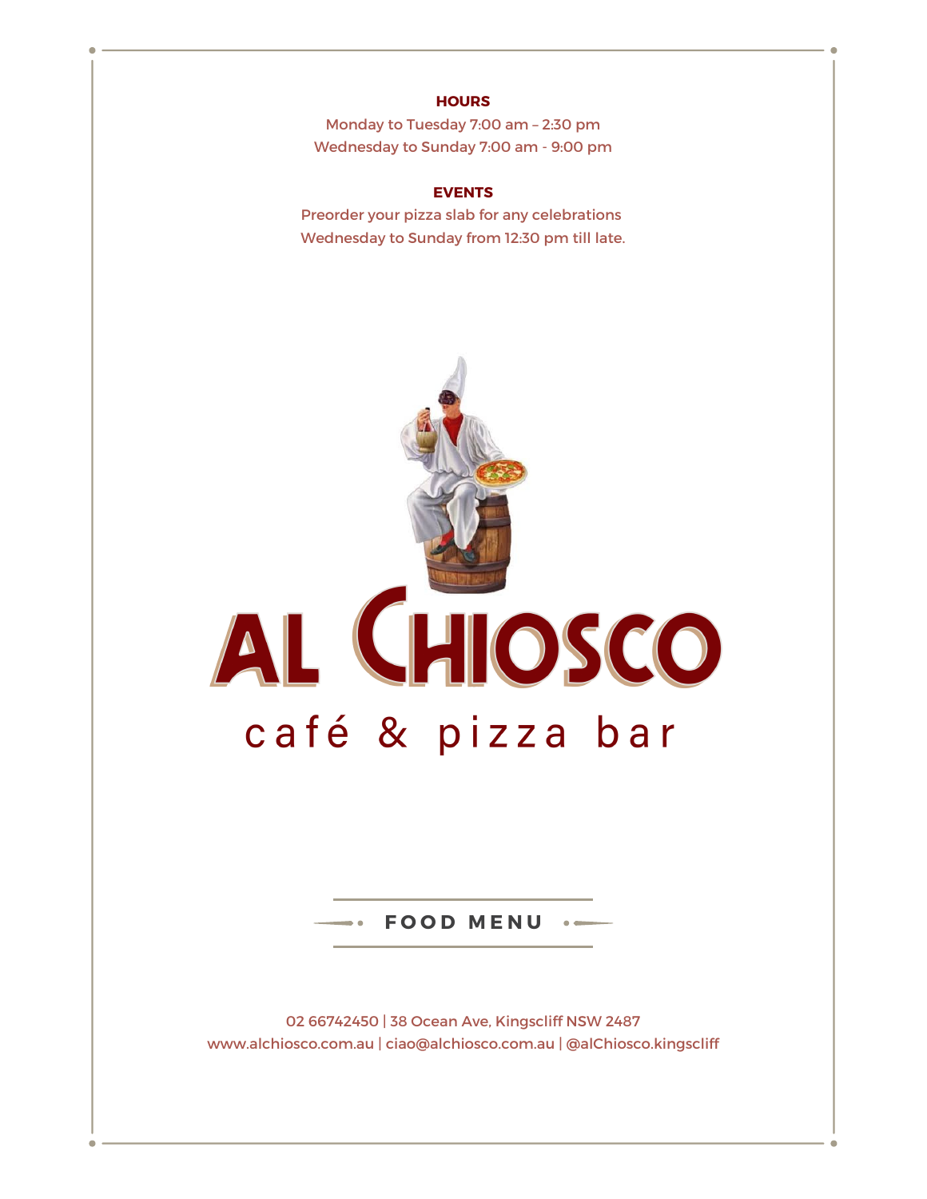**HOURS**

Monday to Tuesday 7:00 am – 2:30 pm
Wednesday to Sunday 7:00 am - 9:00 pm

**EVENTS**

Preorder your pizza slab for any celebrations
Wednesday to Sunday from 12:30 pm till late.

# AL CHIOSCO

## café & pizza bar

**FOOD MENU**

02 66742450 | 38 Ocean Ave, Kingscliff NSW 2487
www.alchiosco.com.au | ciao@alchiosco.com.au | @alChiosco.kingscliff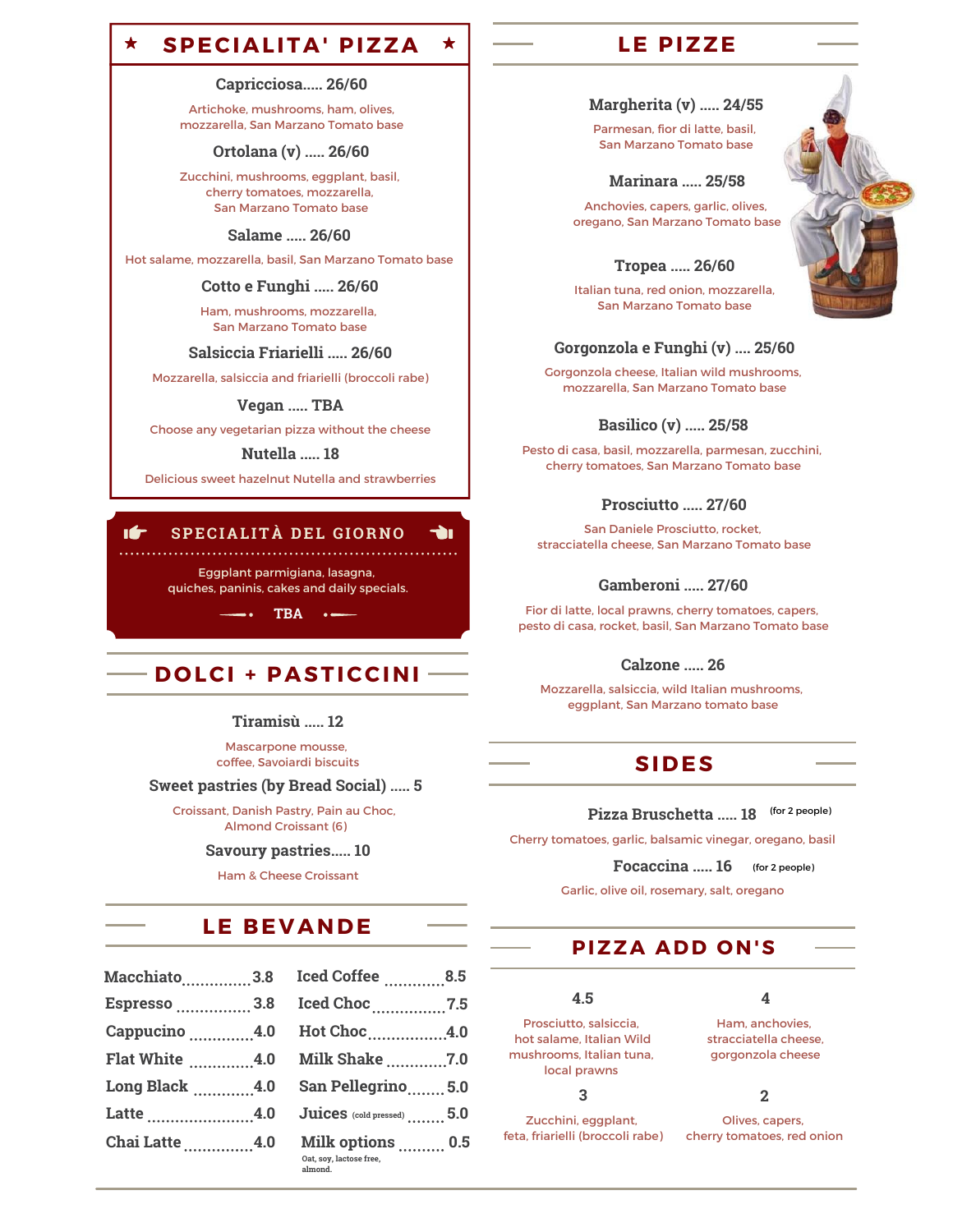## ★ SPECIALITA' PIZZA ★

**Capricciosa..... 26/60**

Artichoke, mushrooms, ham, olives, mozzarella, San Marzano Tomato base

**Ortolana (v) ..... 26/60**

Zucchini, mushrooms, eggplant, basil, cherry tomatoes, mozzarella, San Marzano Tomato base

**Salame ..... 26/60**

Hot salame, mozzarella, basil, San Marzano Tomato base

**Cotto e Funghi ..... 26/60**

Ham, mushrooms, mozzarella, San Marzano Tomato base

**Salsiccia Friarielli ..... 26/60**

Mozzarella, salsiccia and friarielli (broccoli rabe)

**Vegan ..... TBA**

Choose any vegetarian pizza without the cheese

**Nutella ..... 18**

Delicious sweet hazelnut Nutella and strawberries

## SPECIALITÀ DEL GIORNO

Eggplant parmigiana, lasagna, quiches, paninis, cakes and daily specials.

**TBA**

## DOLCI + PASTICCINI

**Tiramisù ..... 12**

Mascarpone mousse, coffee, Savoiardi biscuits

**Sweet pastries (by Bread Social) ..... 5**

Croissant, Danish Pastry, Pain au Choc, Almond Croissant (6)

**Savoury pastries..... 10**

Ham & Cheese Croissant

## LE BEVANDE

| | | | |
|---|---|---|---|
| Macchiato | 3.8 | Iced Coffee | 8.5 |
| Espresso | 3.8 | Iced Choc | 7.5 |
| Cappucino | 4.0 | Hot Choc | 4.0 |
| Flat White | 4.0 | Milk Shake | 7.0 |
| Long Black | 4.0 | San Pellegrino | 5.0 |
| Latte | 4.0 | Juices (cold pressed) | 5.0 |
| Chai Latte | 4.0 | Milk options (Oat, soy, lactose free, almond.) | 0.5 |

## LE PIZZE

**Margherita (v) ..... 24/55**

Parmesan, fior di latte, basil, San Marzano Tomato base

**Marinara ..... 25/58**

Anchovies, capers, garlic, olives, oregano, San Marzano Tomato base

**Tropea ..... 26/60**

Italian tuna, red onion, mozzarella, San Marzano Tomato base

**Gorgonzola e Funghi (v) .... 25/60**

Gorgonzola cheese, Italian wild mushrooms, mozzarella, San Marzano Tomato base

**Basilico (v) ..... 25/58**

Pesto di casa, basil, mozzarella, parmesan, zucchini, cherry tomatoes, San Marzano Tomato base

**Prosciutto ..... 27/60**

San Daniele Prosciutto, rocket, stracciatella cheese, San Marzano Tomato base

**Gamberoni ..... 27/60**

Fior di latte, local prawns, cherry tomatoes, capers, pesto di casa, rocket, basil, San Marzano Tomato base

**Calzone ..... 26**

Mozzarella, salsiccia, wild Italian mushrooms, eggplant, San Marzano tomato base

## SIDES

**Pizza Bruschetta ..... 18** (for 2 people)

Cherry tomatoes, garlic, balsamic vinegar, oregano, basil

**Focaccina ..... 16** (for 2 people)

Garlic, olive oil, rosemary, salt, oregano

## PIZZA ADD ON'S

**4.5**

Prosciutto, salsiccia, hot salame, Italian Wild mushrooms, Italian tuna, local prawns

**4**

Ham, anchovies, stracciatella cheese, gorgonzola cheese

**3**

Zucchini, eggplant, feta, friarielli (broccoli rabe)

**2**

Olives, capers, cherry tomatoes, red onion